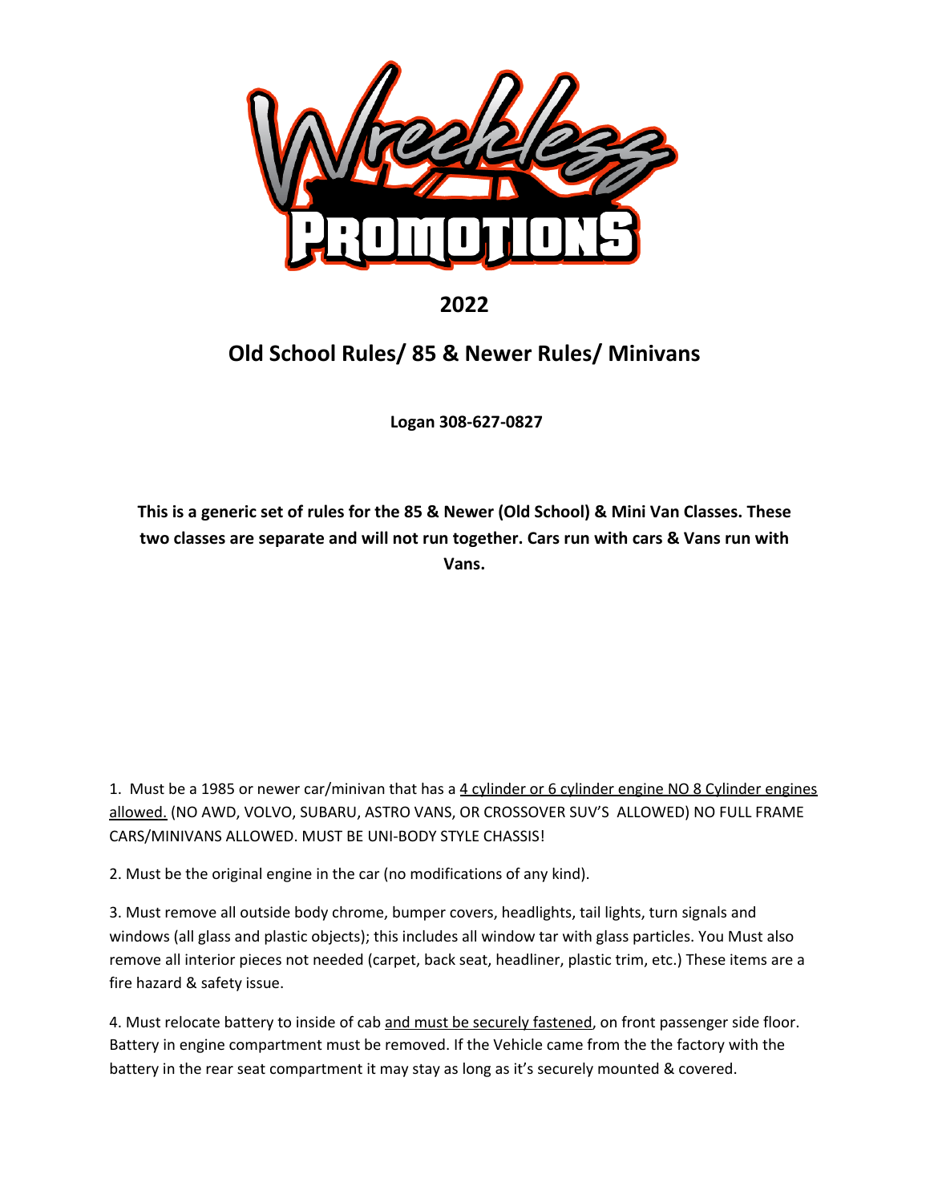# 2022

## Old School Rules/ 85 & Newer Rules/ Minivans

**Logan 308-627-0827**

**This is a generic set of rules for the 85 & Newer (Old School) & Mini Van Classes. These two classes are separate and will not run together. Cars run with cars & Vans run with Vans.**

1. Must be a 1985 or newer car/minivan that has a 4 cylinder or 6 cylinder engine NO 8 Cylinder engines allowed. (NO AWD, VOLVO, SUBARU, ASTRO VANS, OR CROSSOVER SUV'S ALLOWED) NO FULL FRAME CARS/MINIVANS ALLOWED. MUST BE UNI-BODY STYLE CHASSIS!

2. Must be the original engine in the car (no modifications of any kind).

3. Must remove all outside body chrome, bumper covers, headlights, tail lights, turn signals and windows (all glass and plastic objects); this includes all window tar with glass particles. You Must also remove all interior pieces not needed (carpet, back seat, headliner, plastic trim, etc.) These items are a fire hazard & safety issue.

4. Must relocate battery to inside of cab and must be securely fastened, on front passenger side floor. Battery in engine compartment must be removed. If the Vehicle came from the the factory with the battery in the rear seat compartment it may stay as long as it's securely mounted & covered.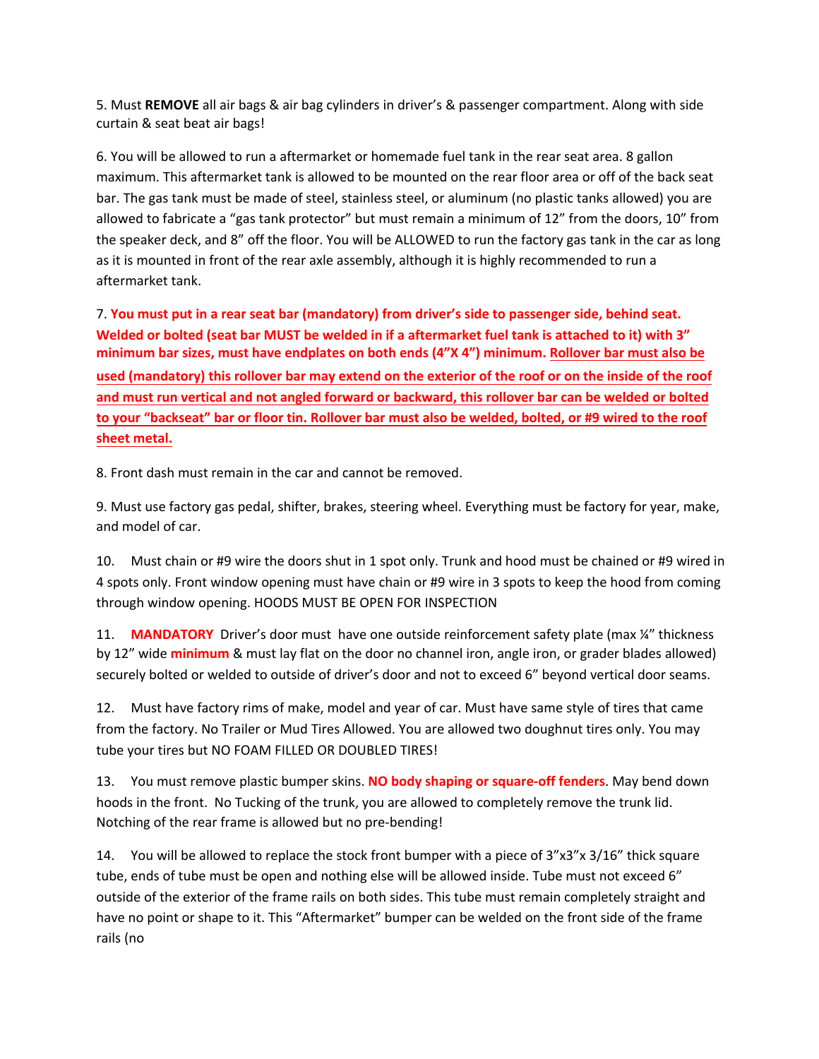5. Must **REMOVE** all air bags & air bag cylinders in driver's & passenger compartment. Along with side curtain & seat beat air bags!

6. You will be allowed to run a aftermarket or homemade fuel tank in the rear seat area. 8 gallon maximum. This aftermarket tank is allowed to be mounted on the rear floor area or off of the back seat bar. The gas tank must be made of steel, stainless steel, or aluminum (no plastic tanks allowed) you are allowed to fabricate a "gas tank protector" but must remain a minimum of 12" from the doors, 10" from the speaker deck, and 8" off the floor. You will be ALLOWED to run the factory gas tank in the car as long as it is mounted in front of the rear axle assembly, although it is highly recommended to run a aftermarket tank.

7. **You must put in a rear seat bar (mandatory) from driver's side to passenger side, behind seat. Welded or bolted (seat bar MUST be welded in if a aftermarket fuel tank is attached to it) with 3" minimum bar sizes, must have endplates on both ends (4"X 4") minimum. Rollover bar must also be used (mandatory) this rollover bar may extend on the exterior of the roof or on the inside of the roof and must run vertical and not angled forward or backward, this rollover bar can be welded or bolted to your "backseat" bar or floor tin. Rollover bar must also be welded, bolted, or #9 wired to the roof sheet metal.**

8. Front dash must remain in the car and cannot be removed.

9. Must use factory gas pedal, shifter, brakes, steering wheel. Everything must be factory for year, make, and model of car.

10. Must chain or #9 wire the doors shut in 1 spot only. Trunk and hood must be chained or #9 wired in 4 spots only. Front window opening must have chain or #9 wire in 3 spots to keep the hood from coming through window opening. HOODS MUST BE OPEN FOR INSPECTION

11. **MANDATORY** Driver's door must have one outside reinforcement safety plate (max ¼" thickness by 12" wide **minimum** & must lay flat on the door no channel iron, angle iron, or grader blades allowed) securely bolted or welded to outside of driver's door and not to exceed 6" beyond vertical door seams.

12. Must have factory rims of make, model and year of car. Must have same style of tires that came from the factory. No Trailer or Mud Tires Allowed. You are allowed two doughnut tires only. You may tube your tires but NO FOAM FILLED OR DOUBLED TIRES!

13. You must remove plastic bumper skins. **NO body shaping or square-off fenders**. May bend down hoods in the front. No Tucking of the trunk, you are allowed to completely remove the trunk lid. Notching of the rear frame is allowed but no pre-bending!

14. You will be allowed to replace the stock front bumper with a piece of 3"x3"x 3/16" thick square tube, ends of tube must be open and nothing else will be allowed inside. Tube must not exceed 6" outside of the exterior of the frame rails on both sides. This tube must remain completely straight and have no point or shape to it. This "Aftermarket" bumper can be welded on the front side of the frame rails (no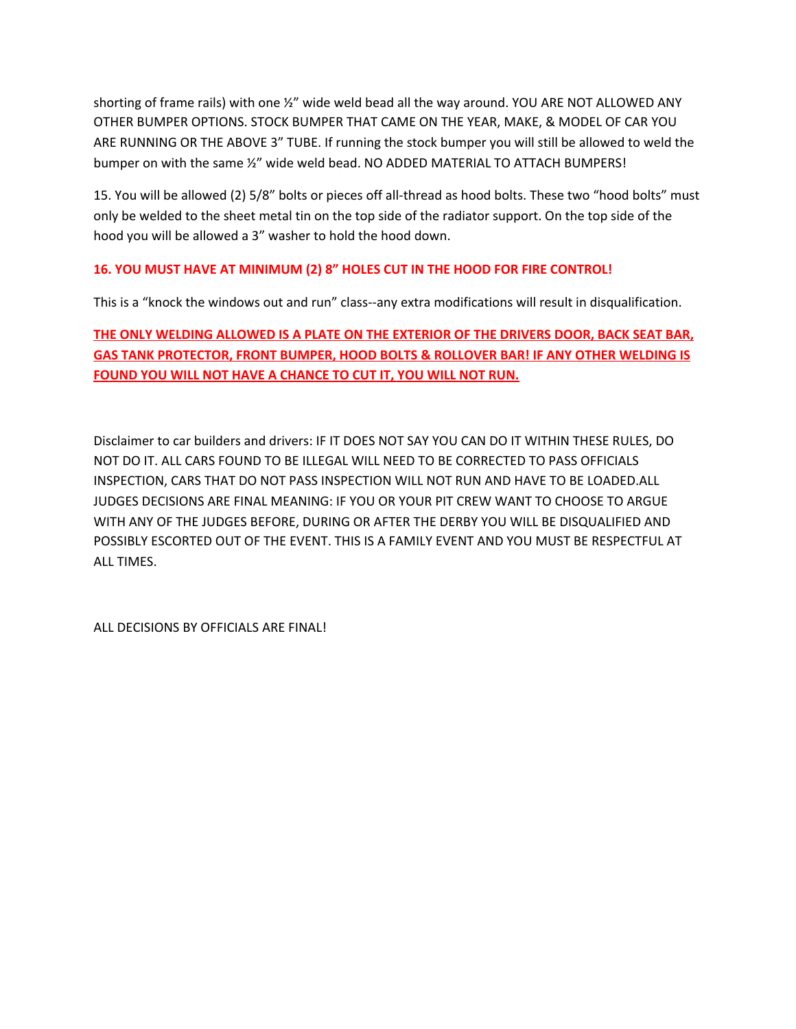shorting of frame rails) with one ½" wide weld bead all the way around. YOU ARE NOT ALLOWED ANY OTHER BUMPER OPTIONS. STOCK BUMPER THAT CAME ON THE YEAR, MAKE, & MODEL OF CAR YOU ARE RUNNING OR THE ABOVE 3" TUBE. If running the stock bumper you will still be allowed to weld the bumper on with the same ½" wide weld bead. NO ADDED MATERIAL TO ATTACH BUMPERS!

15. You will be allowed (2) 5/8" bolts or pieces off all-thread as hood bolts. These two "hood bolts" must only be welded to the sheet metal tin on the top side of the radiator support. On the top side of the hood you will be allowed a 3" washer to hold the hood down.

**16. YOU MUST HAVE AT MINIMUM (2) 8" HOLES CUT IN THE HOOD FOR FIRE CONTROL!**

This is a "knock the windows out and run" class--any extra modifications will result in disqualification.

**THE ONLY WELDING ALLOWED IS A PLATE ON THE EXTERIOR OF THE DRIVERS DOOR, BACK SEAT BAR, GAS TANK PROTECTOR, FRONT BUMPER, HOOD BOLTS & ROLLOVER BAR! IF ANY OTHER WELDING IS FOUND YOU WILL NOT HAVE A CHANCE TO CUT IT, YOU WILL NOT RUN.**

Disclaimer to car builders and drivers: IF IT DOES NOT SAY YOU CAN DO IT WITHIN THESE RULES, DO NOT DO IT. ALL CARS FOUND TO BE ILLEGAL WILL NEED TO BE CORRECTED TO PASS OFFICIALS INSPECTION, CARS THAT DO NOT PASS INSPECTION WILL NOT RUN AND HAVE TO BE LOADED.ALL JUDGES DECISIONS ARE FINAL MEANING: IF YOU OR YOUR PIT CREW WANT TO CHOOSE TO ARGUE WITH ANY OF THE JUDGES BEFORE, DURING OR AFTER THE DERBY YOU WILL BE DISQUALIFIED AND POSSIBLY ESCORTED OUT OF THE EVENT. THIS IS A FAMILY EVENT AND YOU MUST BE RESPECTFUL AT ALL TIMES.

ALL DECISIONS BY OFFICIALS ARE FINAL!